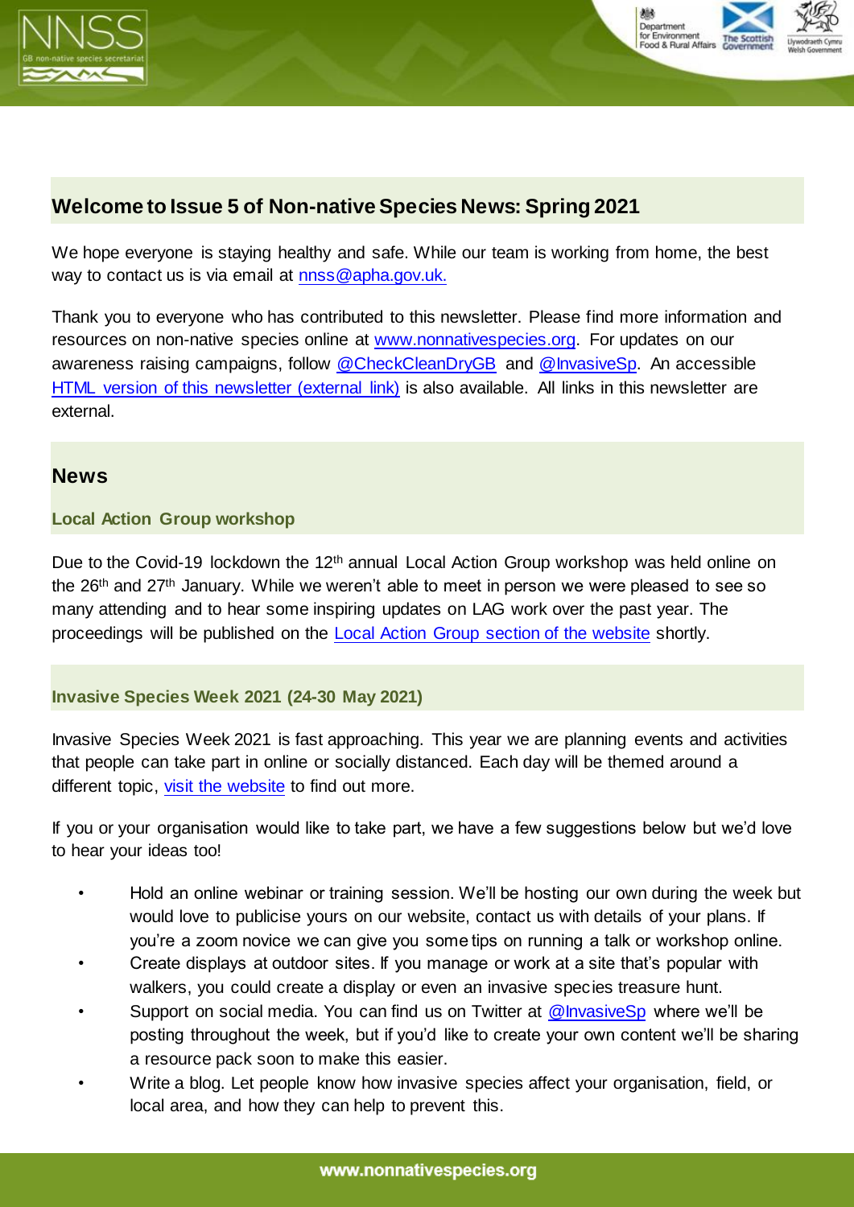## Welcome to Issue 5 of Non-native Species News: Spring 2021

We hope everyone is staying healthy and safe. While our team is working from home, the best way to contact us is via email at nnss@apha.gov.uk.

Thank you to everyone who has contributed to this newsletter. Please find more information and resources on non-native species online at www.nonnativespecies.org. For updates on our awareness raising campaigns, follow @CheckCleanDryGB and @InvasiveSp. An accessible HTML version of this newsletter (external link) is also available. All links in this newsletter are external.

## News

### Local Action Group workshop

Due to the Covid-19 lockdown the 12th annual Local Action Group workshop was held online on the 26th and 27th January. While we weren't able to meet in person we were pleased to see so many attending and to hear some inspiring updates on LAG work over the past year. The proceedings will be published on the Local Action Group section of the website shortly.

### Invasive Species Week 2021 (24-30 May 2021)

Invasive Species Week 2021 is fast approaching. This year we are planning events and activities that people can take part in online or socially distanced. Each day will be themed around a different topic, visit the website to find out more.

If you or your organisation would like to take part, we have a few suggestions below but we'd love to hear your ideas too!

- Hold an online webinar or training session. We'll be hosting our own during the week but would love to publicise yours on our website, contact us with details of your plans. If you're a zoom novice we can give you some tips on running a talk or workshop online.
- Create displays at outdoor sites. If you manage or work at a site that's popular with walkers, you could create a display or even an invasive species treasure hunt.
- Support on social media. You can find us on Twitter at @InvasiveSp where we'll be posting throughout the week, but if you'd like to create your own content we'll be sharing a resource pack soon to make this easier.
- Write a blog. Let people know how invasive species affect your organisation, field, or local area, and how they can help to prevent this.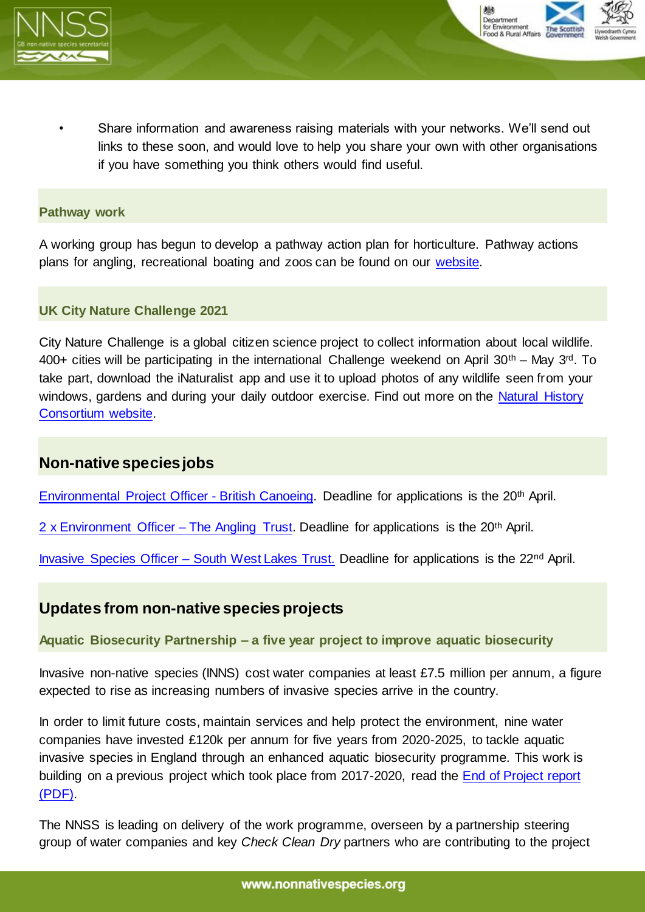- Share information and awareness raising materials with your networks. We'll send out links to these soon, and would love to help you share your own with other organisations if you have something you think others would find useful.

### Pathway work

A working group has begun to develop a pathway action plan for horticulture. Pathway actions plans for angling, recreational boating and zoos can be found on our website.

### UK City Nature Challenge 2021

City Nature Challenge is a global citizen science project to collect information about local wildlife. 400+ cities will be participating in the international Challenge weekend on April 30th – May 3rd. To take part, download the iNaturalist app and use it to upload photos of any wildlife seen from your windows, gardens and during your daily outdoor exercise. Find out more on the Natural History Consortium website.

## Non-native species jobs

Environmental Project Officer - British Canoeing. Deadline for applications is the 20th April.

2 x Environment Officer – The Angling Trust. Deadline for applications is the 20th April.

Invasive Species Officer – South West Lakes Trust. Deadline for applications is the 22nd April.

## Updates from non-native species projects

### Aquatic Biosecurity Partnership – a five year project to improve aquatic biosecurity

Invasive non-native species (INNS) cost water companies at least £7.5 million per annum, a figure expected to rise as increasing numbers of invasive species arrive in the country.

In order to limit future costs, maintain services and help protect the environment, nine water companies have invested £120k per annum for five years from 2020-2025, to tackle aquatic invasive species in England through an enhanced aquatic biosecurity programme. This work is building on a previous project which took place from 2017-2020, read the End of Project report (PDF).

The NNSS is leading on delivery of the work programme, overseen by a partnership steering group of water companies and key *Check Clean Dry* partners who are contributing to the project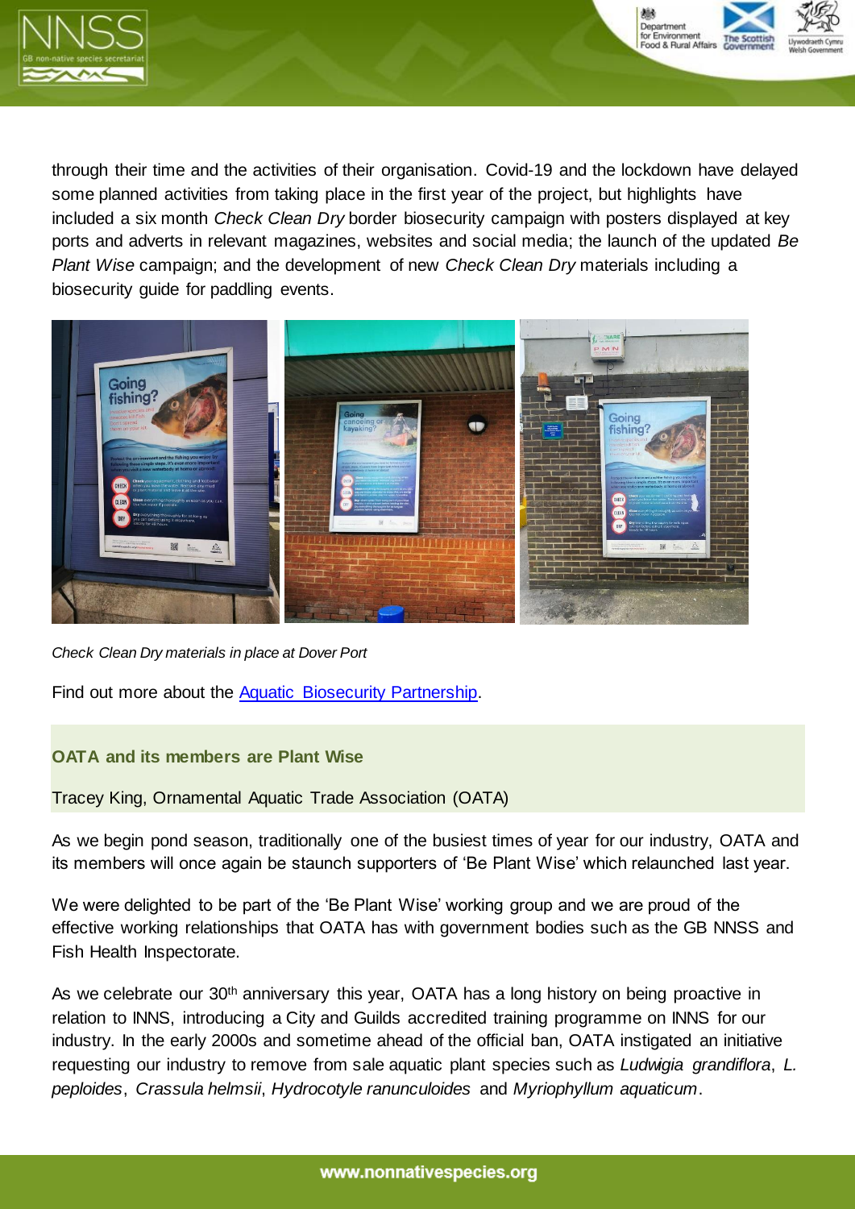through their time and the activities of their organisation. Covid-19 and the lockdown have delayed some planned activities from taking place in the first year of the project, but highlights have included a six month *Check Clean Dry* border biosecurity campaign with posters displayed at key ports and adverts in relevant magazines, websites and social media; the launch of the updated *Be Plant Wise* campaign; and the development of new *Check Clean Dry* materials including a biosecurity guide for paddling events.

*Check Clean Dry materials in place at Dover Port*

Find out more about the Aquatic Biosecurity Partnership.

### OATA and its members are Plant Wise

Tracey King, Ornamental Aquatic Trade Association (OATA)

As we begin pond season, traditionally one of the busiest times of year for our industry, OATA and its members will once again be staunch supporters of 'Be Plant Wise' which relaunched last year.

We were delighted to be part of the 'Be Plant Wise' working group and we are proud of the effective working relationships that OATA has with government bodies such as the GB NNSS and Fish Health Inspectorate.

As we celebrate our 30th anniversary this year, OATA has a long history on being proactive in relation to INNS, introducing a City and Guilds accredited training programme on INNS for our industry. In the early 2000s and sometime ahead of the official ban, OATA instigated an initiative requesting our industry to remove from sale aquatic plant species such as *Ludwigia grandiflora*, *L. peploides*, *Crassula helmsii*, *Hydrocotyle ranunculoides* and *Myriophyllum aquaticum*.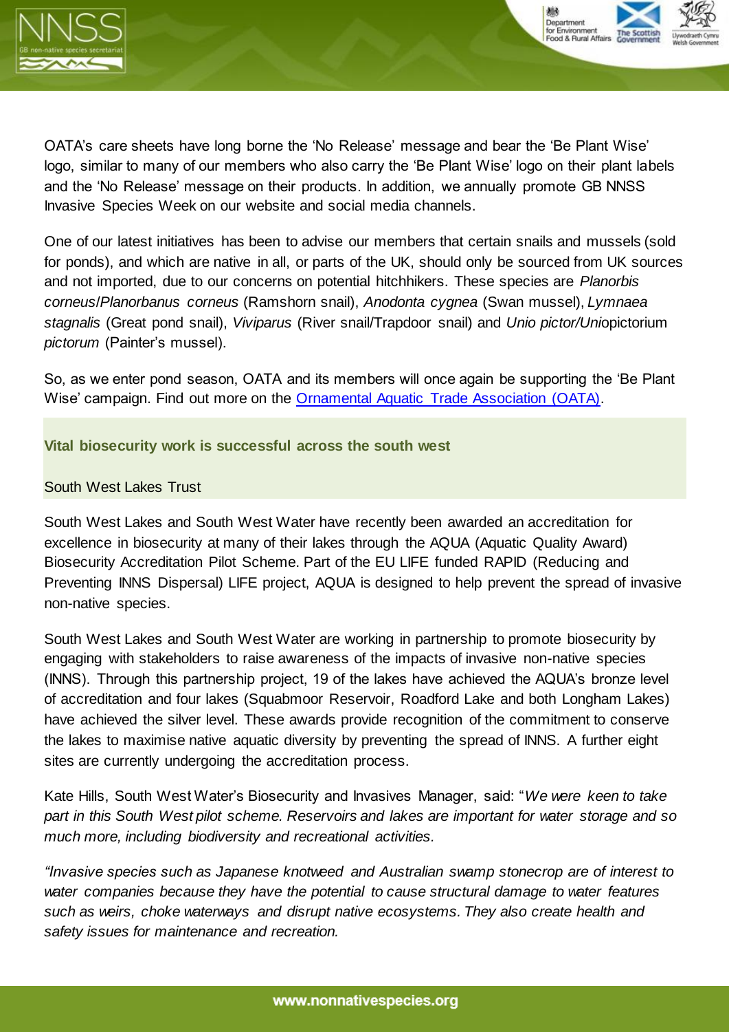OATA's care sheets have long borne the 'No Release' message and bear the 'Be Plant Wise' logo, similar to many of our members who also carry the 'Be Plant Wise' logo on their plant labels and the 'No Release' message on their products. In addition, we annually promote GB NNSS Invasive Species Week on our website and social media channels.

One of our latest initiatives has been to advise our members that certain snails and mussels (sold for ponds), and which are native in all, or parts of the UK, should only be sourced from UK sources and not imported, due to our concerns on potential hitchhikers. These species are *Planorbis corneus*/*Planorbanus corneus* (Ramshorn snail), *Anodonta cygnea* (Swan mussel), *Lymnaea stagnalis* (Great pond snail), *Viviparus* (River snail/Trapdoor snail) and *Unio pictor/Uni*opictorium *pictorum* (Painter's mussel).

So, as we enter pond season, OATA and its members will once again be supporting the 'Be Plant Wise' campaign. Find out more on the [Ornamental Aquatic Trade Association (OATA)](Ornamental Aquatic Trade Association (OATA)).

### Vital biosecurity work is successful across the south west

South West Lakes Trust

South West Lakes and South West Water have recently been awarded an accreditation for excellence in biosecurity at many of their lakes through the AQUA (Aquatic Quality Award) Biosecurity Accreditation Pilot Scheme. Part of the EU LIFE funded RAPID (Reducing and Preventing INNS Dispersal) LIFE project, AQUA is designed to help prevent the spread of invasive non-native species.

South West Lakes and South West Water are working in partnership to promote biosecurity by engaging with stakeholders to raise awareness of the impacts of invasive non-native species (INNS). Through this partnership project, 19 of the lakes have achieved the AQUA's bronze level of accreditation and four lakes (Squabmoor Reservoir, Roadford Lake and both Longham Lakes) have achieved the silver level. These awards provide recognition of the commitment to conserve the lakes to maximise native aquatic diversity by preventing the spread of INNS. A further eight sites are currently undergoing the accreditation process.

Kate Hills, South West Water's Biosecurity and Invasives Manager, said: "*We were keen to take part in this South West pilot scheme. Reservoirs and lakes are important for water storage and so much more, including biodiversity and recreational activities.*

*"Invasive species such as Japanese knotweed and Australian swamp stonecrop are of interest to water companies because they have the potential to cause structural damage to water features such as weirs, choke waterways and disrupt native ecosystems. They also create health and safety issues for maintenance and recreation.*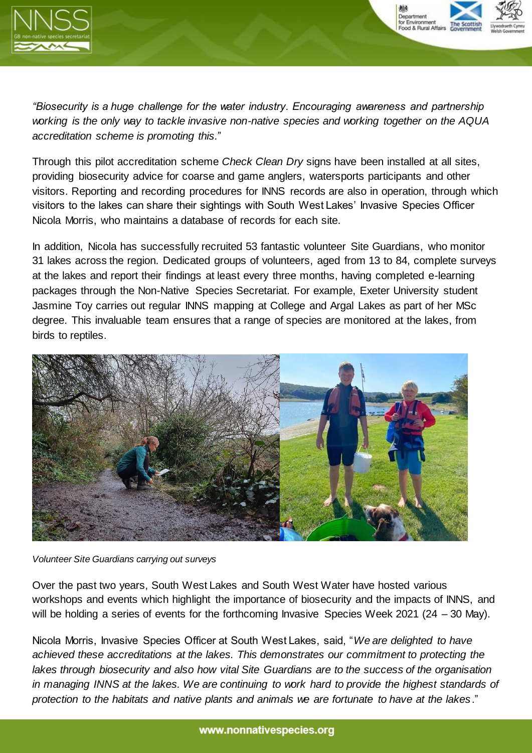*"Biosecurity is a huge challenge for the water industry. Encouraging awareness and partnership working is the only way to tackle invasive non-native species and working together on the AQUA accreditation scheme is promoting this.*"

Through this pilot accreditation scheme *Check Clean Dry* signs have been installed at all sites, providing biosecurity advice for coarse and game anglers, watersports participants and other visitors. Reporting and recording procedures for INNS records are also in operation, through which visitors to the lakes can share their sightings with South West Lakes' Invasive Species Officer Nicola Morris, who maintains a database of records for each site.

In addition, Nicola has successfully recruited 53 fantastic volunteer Site Guardians, who monitor 31 lakes across the region. Dedicated groups of volunteers, aged from 13 to 84, complete surveys at the lakes and report their findings at least every three months, having completed e-learning packages through the Non-Native Species Secretariat. For example, Exeter University student Jasmine Toy carries out regular INNS mapping at College and Argal Lakes as part of her MSc degree. This invaluable team ensures that a range of species are monitored at the lakes, from birds to reptiles.

*Volunteer Site Guardians carrying out surveys*

Over the past two years, South West Lakes and South West Water have hosted various workshops and events which highlight the importance of biosecurity and the impacts of INNS, and will be holding a series of events for the forthcoming Invasive Species Week 2021 (24 – 30 May).

Nicola Morris, Invasive Species Officer at South West Lakes, said, "*We are delighted to have achieved these accreditations at the lakes. This demonstrates our commitment to protecting the lakes through biosecurity and also how vital Site Guardians are to the success of the organisation in managing INNS at the lakes. We are continuing to work hard to provide the highest standards of protection to the habitats and native plants and animals we are fortunate to have at the lakes*."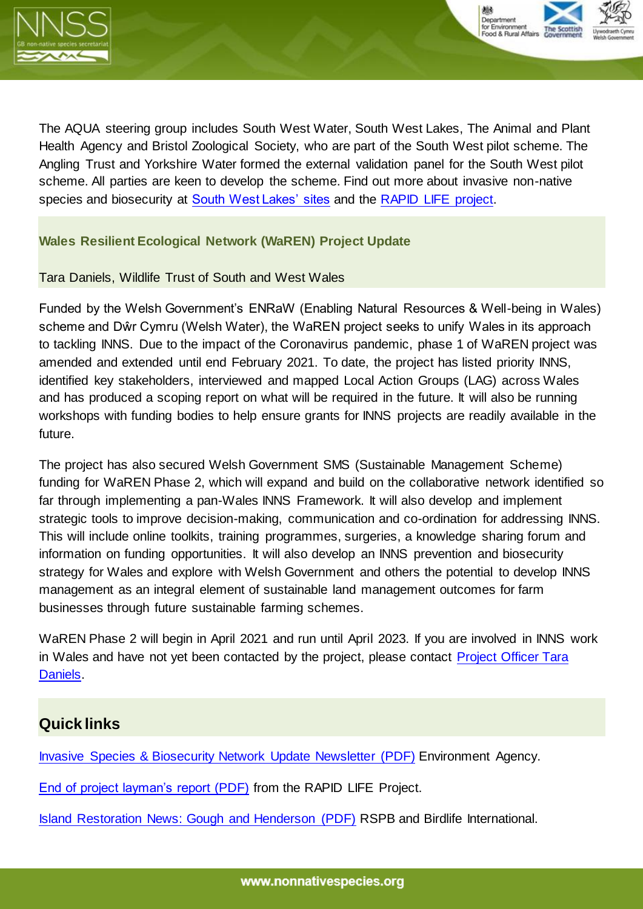The AQUA steering group includes South West Water, South West Lakes, The Animal and Plant Health Agency and Bristol Zoological Society, who are part of the South West pilot scheme. The Angling Trust and Yorkshire Water formed the external validation panel for the South West pilot scheme. All parties are keen to develop the scheme. Find out more about invasive non-native species and biosecurity at [South West Lakes' sites]() and the [RAPID LIFE project]().

### Wales Resilient Ecological Network (WaREN) Project Update

Tara Daniels, Wildlife Trust of South and West Wales

Funded by the Welsh Government's ENRaW (Enabling Natural Resources & Well-being in Wales) scheme and Dŵr Cymru (Welsh Water), the WaREN project seeks to unify Wales in its approach to tackling INNS. Due to the impact of the Coronavirus pandemic, phase 1 of WaREN project was amended and extended until end February 2021. To date, the project has listed priority INNS, identified key stakeholders, interviewed and mapped Local Action Groups (LAG) across Wales and has produced a scoping report on what will be required in the future. It will also be running workshops with funding bodies to help ensure grants for INNS projects are readily available in the future.

The project has also secured Welsh Government SMS (Sustainable Management Scheme) funding for WaREN Phase 2, which will expand and build on the collaborative network identified so far through implementing a pan-Wales INNS Framework. It will also develop and implement strategic tools to improve decision-making, communication and co-ordination for addressing INNS. This will include online toolkits, training programmes, surgeries, a knowledge sharing forum and information on funding opportunities. It will also develop an INNS prevention and biosecurity strategy for Wales and explore with Welsh Government and others the potential to develop INNS management as an integral element of sustainable land management outcomes for farm businesses through future sustainable farming schemes.

WaREN Phase 2 will begin in April 2021 and run until April 2023. If you are involved in INNS work in Wales and have not yet been contacted by the project, please contact [Project Officer Tara Daniels]().

## Quick links

[Invasive Species & Biosecurity Network Update Newsletter (PDF)]() Environment Agency.

[End of project layman's report (PDF)]() from the RAPID LIFE Project.

[Island Restoration News: Gough and Henderson (PDF)]() RSPB and Birdlife International.